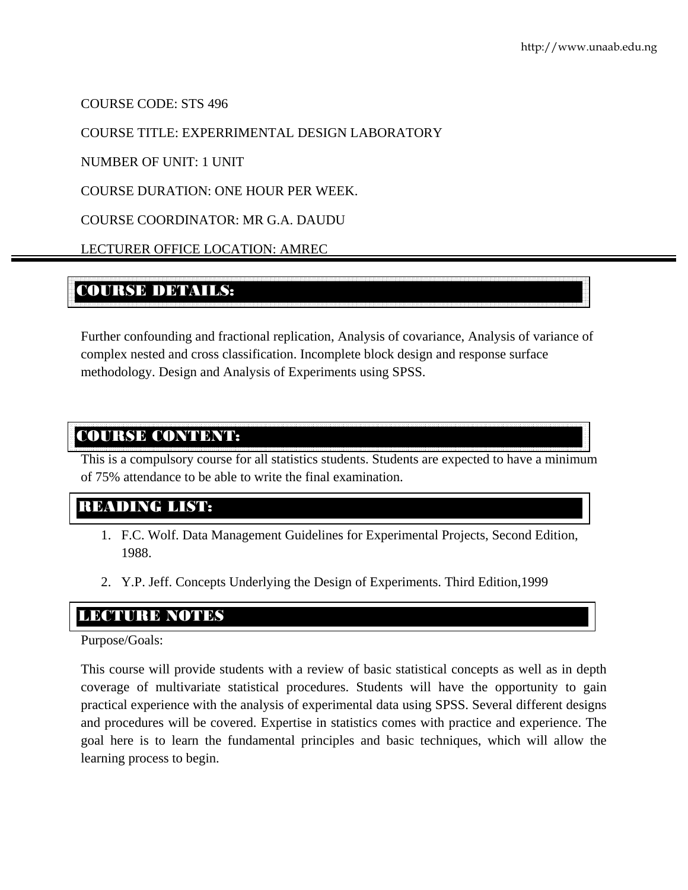COURSE CODE: STS 496

COURSE TITLE: EXPERRIMENTAL DESIGN LABORATORY

NUMBER OF UNIT: 1 UNIT

COURSE DURATION: ONE HOUR PER WEEK.

COURSE COORDINATOR: MR G.A. DAUDU

LECTURER OFFICE LOCATION: AMREC

---

## COURSE DETAILS:

Further confounding and fractional replication, Analysis of covariance, Analysis of variance of complex nested and cross classification. Incomplete block design and response surface methodology. Design and Analysis of Experiments using SPSS.

## COURSE CONTENT:

This is a compulsory course for all statistics students. Students are expected to have a minimum of 75% attendance to be able to write the final examination.

## READING LIST:

1. F.C. Wolf. Data Management Guidelines for Experimental Projects, Second Edition, 1988.
2. Y.P. Jeff. Concepts Underlying the Design of Experiments. Third Edition,1999

## LECTURE NOTES

Purpose/Goals:

This course will provide students with a review of basic statistical concepts as well as in depth coverage of multivariate statistical procedures. Students will have the opportunity to gain practical experience with the analysis of experimental data using SPSS. Several different designs and procedures will be covered. Expertise in statistics comes with practice and experience. The goal here is to learn the fundamental principles and basic techniques, which will allow the learning process to begin.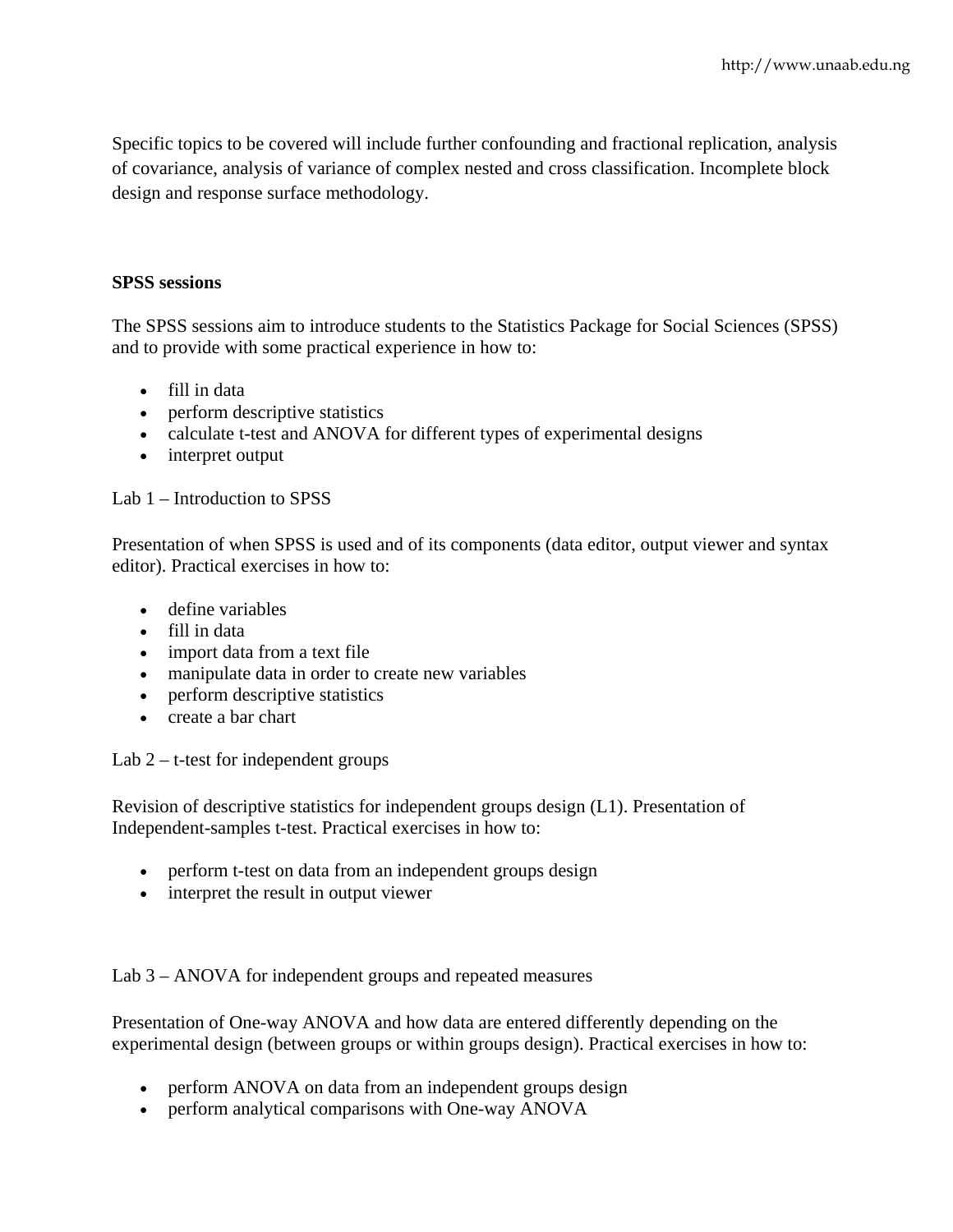Specific topics to be covered will include further confounding and fractional replication, analysis of covariance, analysis of variance of complex nested and cross classification. Incomplete block design and response surface methodology.

**SPSS sessions**

The SPSS sessions aim to introduce students to the Statistics Package for Social Sciences (SPSS) and to provide with some practical experience in how to:

- fill in data
- perform descriptive statistics
- calculate t-test and ANOVA for different types of experimental designs
- interpret output

Lab 1 – Introduction to SPSS

Presentation of when SPSS is used and of its components (data editor, output viewer and syntax editor). Practical exercises in how to:

- define variables
- fill in data
- import data from a text file
- manipulate data in order to create new variables
- perform descriptive statistics
- create a bar chart

Lab 2 – t-test for independent groups

Revision of descriptive statistics for independent groups design (L1). Presentation of Independent-samples t-test. Practical exercises in how to:

- perform t-test on data from an independent groups design
- interpret the result in output viewer

Lab 3 – ANOVA for independent groups and repeated measures

Presentation of One-way ANOVA and how data are entered differently depending on the experimental design (between groups or within groups design). Practical exercises in how to:

- perform ANOVA on data from an independent groups design
- perform analytical comparisons with One-way ANOVA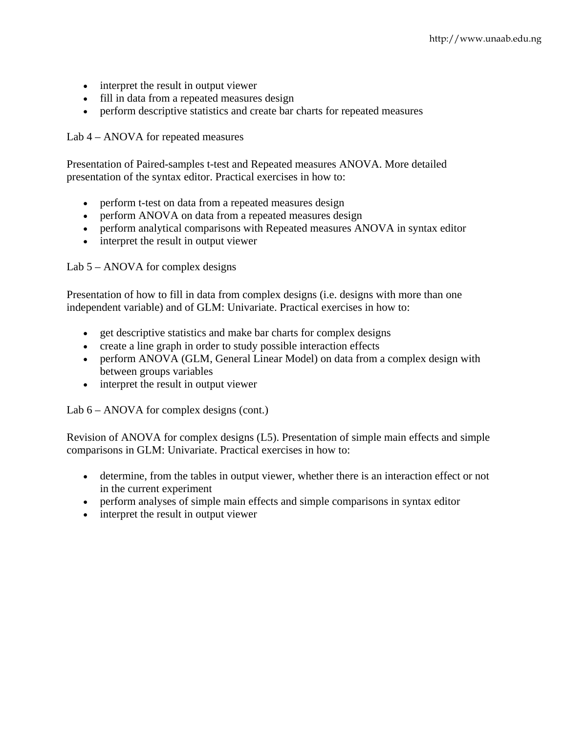- interpret the result in output viewer
- fill in data from a repeated measures design
- perform descriptive statistics and create bar charts for repeated measures

Lab 4 – ANOVA for repeated measures

Presentation of Paired-samples t-test and Repeated measures ANOVA. More detailed presentation of the syntax editor. Practical exercises in how to:

- perform t-test on data from a repeated measures design
- perform ANOVA on data from a repeated measures design
- perform analytical comparisons with Repeated measures ANOVA in syntax editor
- interpret the result in output viewer

Lab 5 – ANOVA for complex designs

Presentation of how to fill in data from complex designs (i.e. designs with more than one independent variable) and of GLM: Univariate. Practical exercises in how to:

- get descriptive statistics and make bar charts for complex designs
- create a line graph in order to study possible interaction effects
- perform ANOVA (GLM, General Linear Model) on data from a complex design with between groups variables
- interpret the result in output viewer

Lab 6 – ANOVA for complex designs (cont.)

Revision of ANOVA for complex designs (L5). Presentation of simple main effects and simple comparisons in GLM: Univariate. Practical exercises in how to:

- determine, from the tables in output viewer, whether there is an interaction effect or not in the current experiment
- perform analyses of simple main effects and simple comparisons in syntax editor
- interpret the result in output viewer